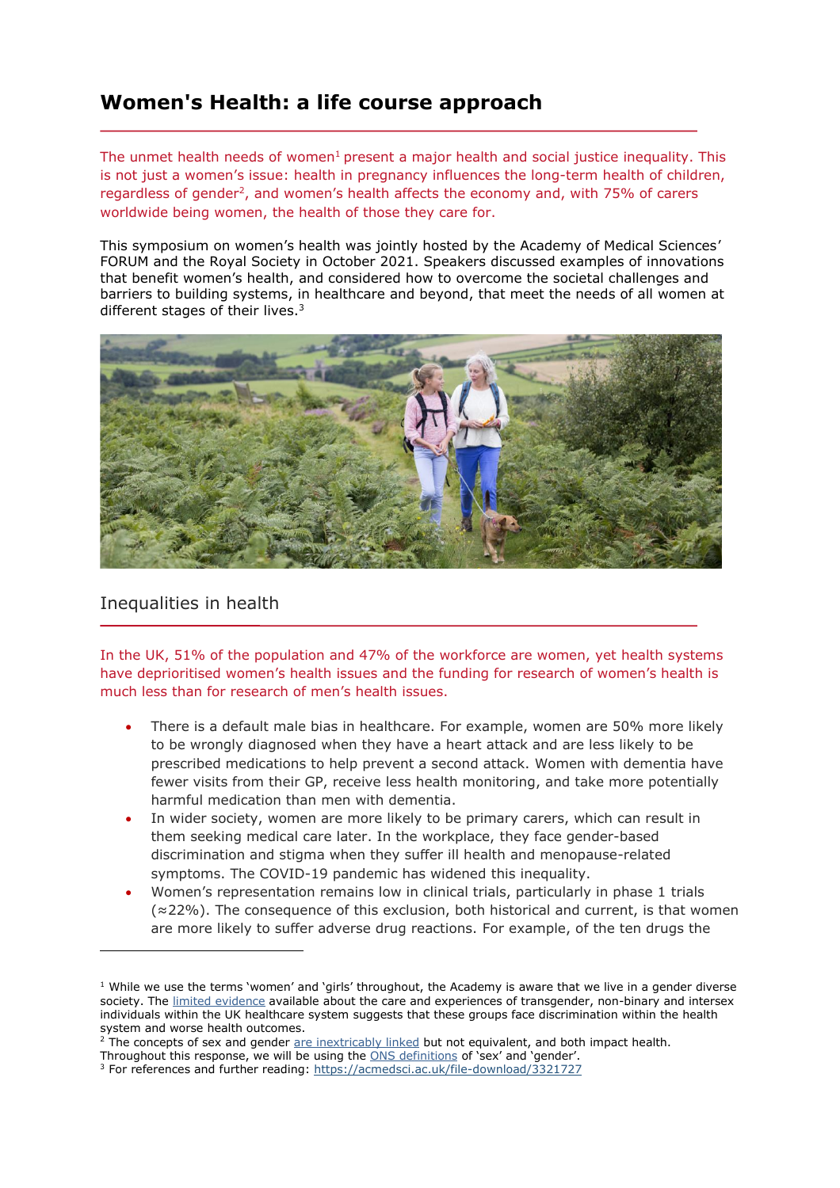# Women's Health: a life course approach

The unmet health needs of women[1] present a major health and social justice inequality. This is not just a women's issue: health in pregnancy influences the long-term health of children, regardless of gender[2], and women's health affects the economy and, with 75% of carers worldwide being women, the health of those they care for.

This symposium on women's health was jointly hosted by the Academy of Medical Sciences' FORUM and the Royal Society in October 2021. Speakers discussed examples of innovations that benefit women's health, and considered how to overcome the societal challenges and barriers to building systems, in healthcare and beyond, that meet the needs of all women at different stages of their lives.[3]

## Inequalities in health

In the UK, 51% of the population and 47% of the workforce are women, yet health systems have deprioritised women's health issues and the funding for research of women's health is much less than for research of men's health issues.

- There is a default male bias in healthcare. For example, women are 50% more likely to be wrongly diagnosed when they have a heart attack and are less likely to be prescribed medications to help prevent a second attack. Women with dementia have fewer visits from their GP, receive less health monitoring, and take more potentially harmful medication than men with dementia.
- In wider society, women are more likely to be primary carers, which can result in them seeking medical care later. In the workplace, they face gender-based discrimination and stigma when they suffer ill health and menopause-related symptoms. The COVID-19 pandemic has widened this inequality.
- Women's representation remains low in clinical trials, particularly in phase 1 trials (≈22%). The consequence of this exclusion, both historical and current, is that women are more likely to suffer adverse drug reactions. For example, of the ten drugs the

---

[1] While we use the terms 'women' and 'girls' throughout, the Academy is aware that we live in a gender diverse society. The limited evidence available about the care and experiences of transgender, non-binary and intersex individuals within the UK healthcare system suggests that these groups face discrimination within the health system and worse health outcomes.

[2] The concepts of sex and gender are inextricably linked but not equivalent, and both impact health. Throughout this response, we will be using the ONS definitions of 'sex' and 'gender'.

[3] For references and further reading: https://acmedsci.ac.uk/file-download/3321727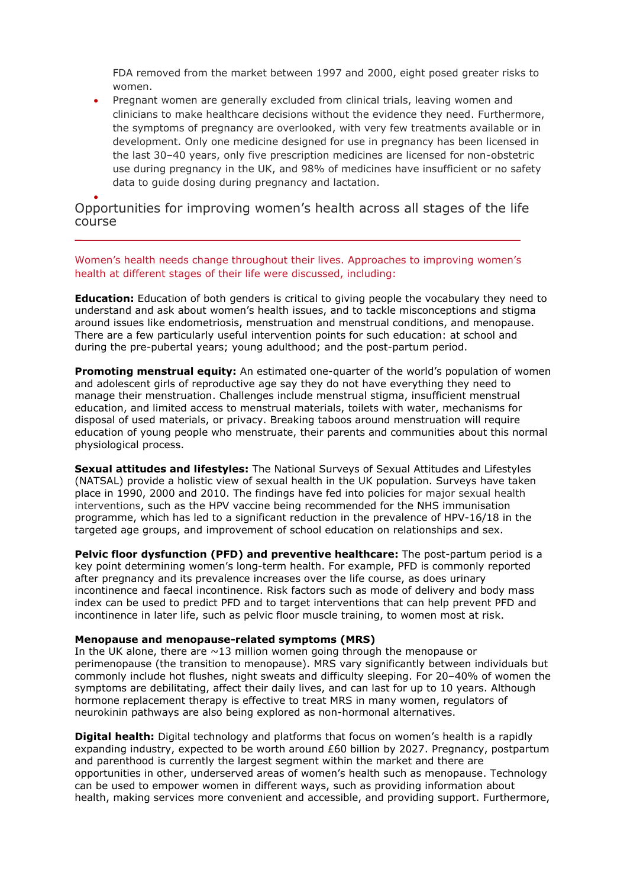FDA removed from the market between 1997 and 2000, eight posed greater risks to women.

- Pregnant women are generally excluded from clinical trials, leaving women and clinicians to make healthcare decisions without the evidence they need. Furthermore, the symptoms of pregnancy are overlooked, with very few treatments available or in development. Only one medicine designed for use in pregnancy has been licensed in the last 30–40 years, only five prescription medicines are licensed for non-obstetric use during pregnancy in the UK, and 98% of medicines have insufficient or no safety data to guide dosing during pregnancy and lactation.

## Opportunities for improving women's health across all stages of the life course

Women's health needs change throughout their lives. Approaches to improving women's health at different stages of their life were discussed, including:

**Education:** Education of both genders is critical to giving people the vocabulary they need to understand and ask about women's health issues, and to tackle misconceptions and stigma around issues like endometriosis, menstruation and menstrual conditions, and menopause. There are a few particularly useful intervention points for such education: at school and during the pre-pubertal years; young adulthood; and the post-partum period.

**Promoting menstrual equity:** An estimated one-quarter of the world's population of women and adolescent girls of reproductive age say they do not have everything they need to manage their menstruation. Challenges include menstrual stigma, insufficient menstrual education, and limited access to menstrual materials, toilets with water, mechanisms for disposal of used materials, or privacy. Breaking taboos around menstruation will require education of young people who menstruate, their parents and communities about this normal physiological process.

**Sexual attitudes and lifestyles:** The National Surveys of Sexual Attitudes and Lifestyles (NATSAL) provide a holistic view of sexual health in the UK population. Surveys have taken place in 1990, 2000 and 2010. The findings have fed into policies for major sexual health interventions, such as the HPV vaccine being recommended for the NHS immunisation programme, which has led to a significant reduction in the prevalence of HPV-16/18 in the targeted age groups, and improvement of school education on relationships and sex.

**Pelvic floor dysfunction (PFD) and preventive healthcare:** The post-partum period is a key point determining women's long-term health. For example, PFD is commonly reported after pregnancy and its prevalence increases over the life course, as does urinary incontinence and faecal incontinence. Risk factors such as mode of delivery and body mass index can be used to predict PFD and to target interventions that can help prevent PFD and incontinence in later life, such as pelvic floor muscle training, to women most at risk.

**Menopause and menopause-related symptoms (MRS)**
In the UK alone, there are ~13 million women going through the menopause or perimenopause (the transition to menopause). MRS vary significantly between individuals but commonly include hot flushes, night sweats and difficulty sleeping. For 20–40% of women the symptoms are debilitating, affect their daily lives, and can last for up to 10 years. Although hormone replacement therapy is effective to treat MRS in many women, regulators of neurokinin pathways are also being explored as non-hormonal alternatives.

**Digital health:** Digital technology and platforms that focus on women's health is a rapidly expanding industry, expected to be worth around £60 billion by 2027. Pregnancy, postpartum and parenthood is currently the largest segment within the market and there are opportunities in other, underserved areas of women's health such as menopause. Technology can be used to empower women in different ways, such as providing information about health, making services more convenient and accessible, and providing support. Furthermore,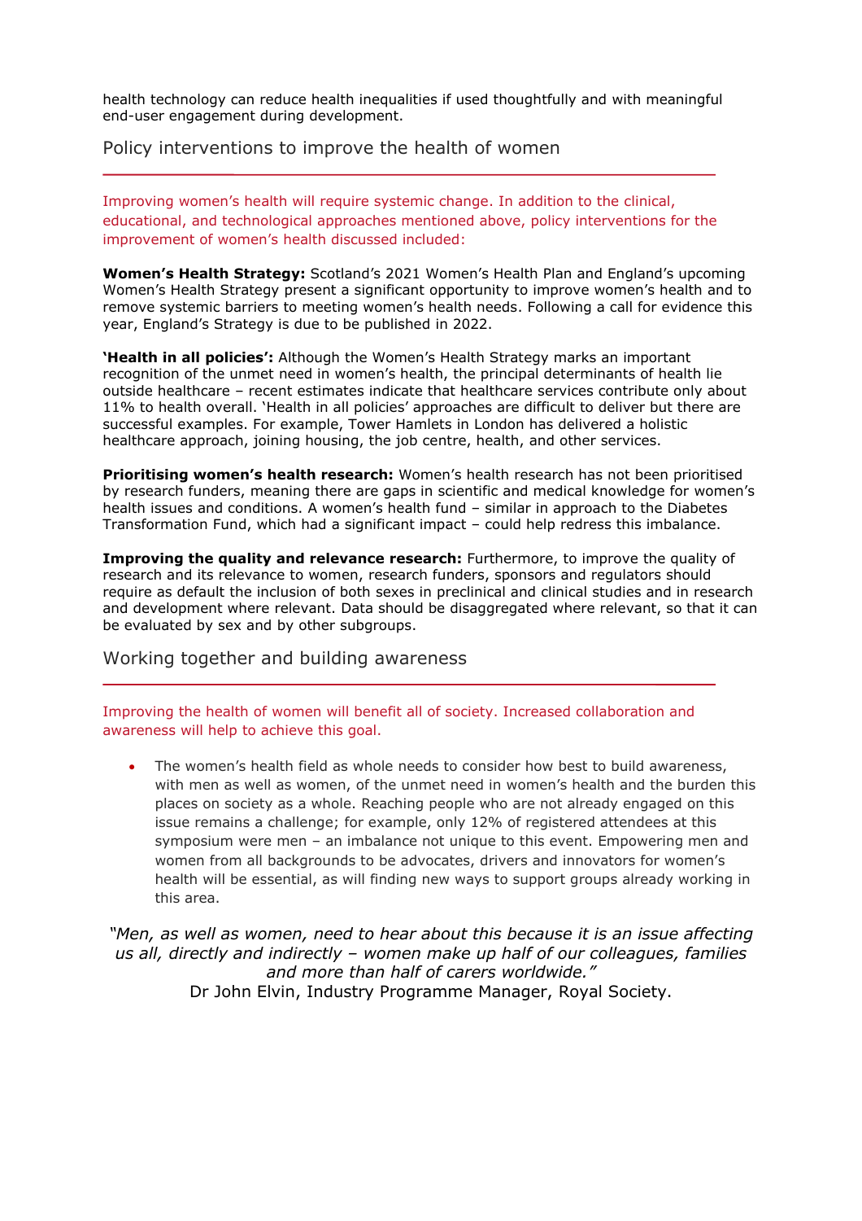health technology can reduce health inequalities if used thoughtfully and with meaningful end-user engagement during development.

## Policy interventions to improve the health of women

Improving women's health will require systemic change. In addition to the clinical, educational, and technological approaches mentioned above, policy interventions for the improvement of women's health discussed included:

**Women's Health Strategy:** Scotland's 2021 Women's Health Plan and England's upcoming Women's Health Strategy present a significant opportunity to improve women's health and to remove systemic barriers to meeting women's health needs. Following a call for evidence this year, England's Strategy is due to be published in 2022.

**'Health in all policies':** Although the Women's Health Strategy marks an important recognition of the unmet need in women's health, the principal determinants of health lie outside healthcare – recent estimates indicate that healthcare services contribute only about 11% to health overall. 'Health in all policies' approaches are difficult to deliver but there are successful examples. For example, Tower Hamlets in London has delivered a holistic healthcare approach, joining housing, the job centre, health, and other services.

**Prioritising women's health research:** Women's health research has not been prioritised by research funders, meaning there are gaps in scientific and medical knowledge for women's health issues and conditions. A women's health fund – similar in approach to the Diabetes Transformation Fund, which had a significant impact – could help redress this imbalance.

**Improving the quality and relevance research:** Furthermore, to improve the quality of research and its relevance to women, research funders, sponsors and regulators should require as default the inclusion of both sexes in preclinical and clinical studies and in research and development where relevant. Data should be disaggregated where relevant, so that it can be evaluated by sex and by other subgroups.

## Working together and building awareness

Improving the health of women will benefit all of society. Increased collaboration and awareness will help to achieve this goal.

- The women's health field as whole needs to consider how best to build awareness, with men as well as women, of the unmet need in women's health and the burden this places on society as a whole. Reaching people who are not already engaged on this issue remains a challenge; for example, only 12% of registered attendees at this symposium were men – an imbalance not unique to this event. Empowering men and women from all backgrounds to be advocates, drivers and innovators for women's health will be essential, as will finding new ways to support groups already working in this area.

*"Men, as well as women, need to hear about this because it is an issue affecting us all, directly and indirectly – women make up half of our colleagues, families and more than half of carers worldwide."*
Dr John Elvin, Industry Programme Manager, Royal Society.